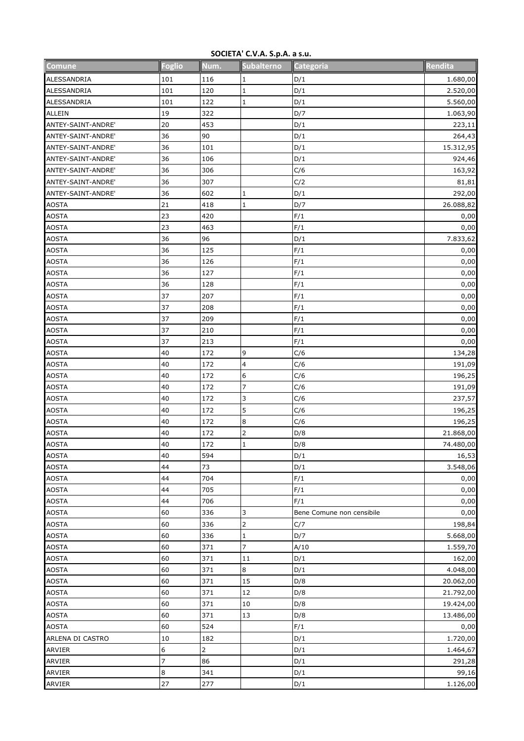**SOCIETA' C.V.A. S.p.A. a s.u.**

| Comune | Foglio | Num. | Subalterno | Categoria | Rendita |
|---|---|---|---|---|---|
| ALESSANDRIA | 101 | 116 | 1 | D/1 | 1.680,00 |
| ALESSANDRIA | 101 | 120 | 1 | D/1 | 2.520,00 |
| ALESSANDRIA | 101 | 122 | 1 | D/1 | 5.560,00 |
| ALLEIN | 19 | 322 | | D/7 | 1.063,90 |
| ANTEY-SAINT-ANDRE' | 20 | 453 | | D/1 | 223,11 |
| ANTEY-SAINT-ANDRE' | 36 | 90 | | D/1 | 264,43 |
| ANTEY-SAINT-ANDRE' | 36 | 101 | | D/1 | 15.312,95 |
| ANTEY-SAINT-ANDRE' | 36 | 106 | | D/1 | 924,46 |
| ANTEY-SAINT-ANDRE' | 36 | 306 | | C/6 | 163,92 |
| ANTEY-SAINT-ANDRE' | 36 | 307 | | C/2 | 81,81 |
| ANTEY-SAINT-ANDRE' | 36 | 602 | 1 | D/1 | 292,00 |
| AOSTA | 21 | 418 | 1 | D/7 | 26.088,82 |
| AOSTA | 23 | 420 | | F/1 | 0,00 |
| AOSTA | 23 | 463 | | F/1 | 0,00 |
| AOSTA | 36 | 96 | | D/1 | 7.833,62 |
| AOSTA | 36 | 125 | | F/1 | 0,00 |
| AOSTA | 36 | 126 | | F/1 | 0,00 |
| AOSTA | 36 | 127 | | F/1 | 0,00 |
| AOSTA | 36 | 128 | | F/1 | 0,00 |
| AOSTA | 37 | 207 | | F/1 | 0,00 |
| AOSTA | 37 | 208 | | F/1 | 0,00 |
| AOSTA | 37 | 209 | | F/1 | 0,00 |
| AOSTA | 37 | 210 | | F/1 | 0,00 |
| AOSTA | 37 | 213 | | F/1 | 0,00 |
| AOSTA | 40 | 172 | 9 | C/6 | 134,28 |
| AOSTA | 40 | 172 | 4 | C/6 | 191,09 |
| AOSTA | 40 | 172 | 6 | C/6 | 196,25 |
| AOSTA | 40 | 172 | 7 | C/6 | 191,09 |
| AOSTA | 40 | 172 | 3 | C/6 | 237,57 |
| AOSTA | 40 | 172 | 5 | C/6 | 196,25 |
| AOSTA | 40 | 172 | 8 | C/6 | 196,25 |
| AOSTA | 40 | 172 | 2 | D/8 | 21.868,00 |
| AOSTA | 40 | 172 | 1 | D/8 | 74.480,00 |
| AOSTA | 40 | 594 | | D/1 | 16,53 |
| AOSTA | 44 | 73 | | D/1 | 3.548,06 |
| AOSTA | 44 | 704 | | F/1 | 0,00 |
| AOSTA | 44 | 705 | | F/1 | 0,00 |
| AOSTA | 44 | 706 | | F/1 | 0,00 |
| AOSTA | 60 | 336 | 3 | Bene Comune non censibile | 0,00 |
| AOSTA | 60 | 336 | 2 | C/7 | 198,84 |
| AOSTA | 60 | 336 | 1 | D/7 | 5.668,00 |
| AOSTA | 60 | 371 | 7 | A/10 | 1.559,70 |
| AOSTA | 60 | 371 | 11 | D/1 | 162,00 |
| AOSTA | 60 | 371 | 8 | D/1 | 4.048,00 |
| AOSTA | 60 | 371 | 15 | D/8 | 20.062,00 |
| AOSTA | 60 | 371 | 12 | D/8 | 21.792,00 |
| AOSTA | 60 | 371 | 10 | D/8 | 19.424,00 |
| AOSTA | 60 | 371 | 13 | D/8 | 13.486,00 |
| AOSTA | 60 | 524 | | F/1 | 0,00 |
| ARLENA DI CASTRO | 10 | 182 | | D/1 | 1.720,00 |
| ARVIER | 6 | 2 | | D/1 | 1.464,67 |
| ARVIER | 7 | 86 | | D/1 | 291,28 |
| ARVIER | 8 | 341 | | D/1 | 99,16 |
| ARVIER | 27 | 277 | | D/1 | 1.126,00 |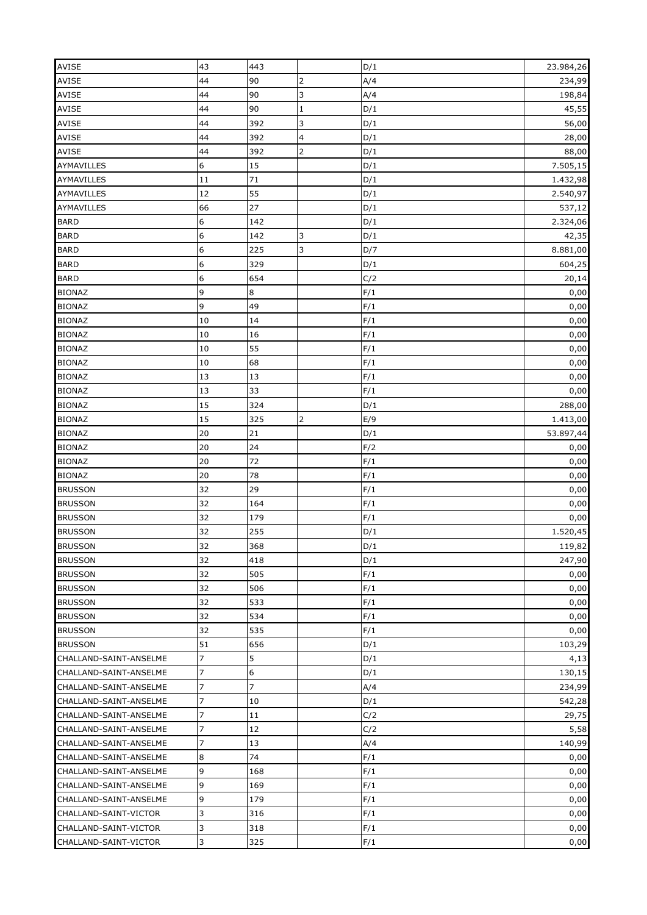| | | | | | |
|---|---|---|---|---|---|
| AVISE | 43 | 443 | | D/1 | 23.984,26 |
| AVISE | 44 | 90 | 2 | A/4 | 234,99 |
| AVISE | 44 | 90 | 3 | A/4 | 198,84 |
| AVISE | 44 | 90 | 1 | D/1 | 45,55 |
| AVISE | 44 | 392 | 3 | D/1 | 56,00 |
| AVISE | 44 | 392 | 4 | D/1 | 28,00 |
| AVISE | 44 | 392 | 2 | D/1 | 88,00 |
| AYMAVILLES | 6 | 15 | | D/1 | 7.505,15 |
| AYMAVILLES | 11 | 71 | | D/1 | 1.432,98 |
| AYMAVILLES | 12 | 55 | | D/1 | 2.540,97 |
| AYMAVILLES | 66 | 27 | | D/1 | 537,12 |
| BARD | 6 | 142 | | D/1 | 2.324,06 |
| BARD | 6 | 142 | 3 | D/1 | 42,35 |
| BARD | 6 | 225 | 3 | D/7 | 8.881,00 |
| BARD | 6 | 329 | | D/1 | 604,25 |
| BARD | 6 | 654 | | C/2 | 20,14 |
| BIONAZ | 9 | 8 | | F/1 | 0,00 |
| BIONAZ | 9 | 49 | | F/1 | 0,00 |
| BIONAZ | 10 | 14 | | F/1 | 0,00 |
| BIONAZ | 10 | 16 | | F/1 | 0,00 |
| BIONAZ | 10 | 55 | | F/1 | 0,00 |
| BIONAZ | 10 | 68 | | F/1 | 0,00 |
| BIONAZ | 13 | 13 | | F/1 | 0,00 |
| BIONAZ | 13 | 33 | | F/1 | 0,00 |
| BIONAZ | 15 | 324 | | D/1 | 288,00 |
| BIONAZ | 15 | 325 | 2 | E/9 | 1.413,00 |
| BIONAZ | 20 | 21 | | D/1 | 53.897,44 |
| BIONAZ | 20 | 24 | | F/2 | 0,00 |
| BIONAZ | 20 | 72 | | F/1 | 0,00 |
| BIONAZ | 20 | 78 | | F/1 | 0,00 |
| BRUSSON | 32 | 29 | | F/1 | 0,00 |
| BRUSSON | 32 | 164 | | F/1 | 0,00 |
| BRUSSON | 32 | 179 | | F/1 | 0,00 |
| BRUSSON | 32 | 255 | | D/1 | 1.520,45 |
| BRUSSON | 32 | 368 | | D/1 | 119,82 |
| BRUSSON | 32 | 418 | | D/1 | 247,90 |
| BRUSSON | 32 | 505 | | F/1 | 0,00 |
| BRUSSON | 32 | 506 | | F/1 | 0,00 |
| BRUSSON | 32 | 533 | | F/1 | 0,00 |
| BRUSSON | 32 | 534 | | F/1 | 0,00 |
| BRUSSON | 32 | 535 | | F/1 | 0,00 |
| BRUSSON | 51 | 656 | | D/1 | 103,29 |
| CHALLAND-SAINT-ANSELME | 7 | 5 | | D/1 | 4,13 |
| CHALLAND-SAINT-ANSELME | 7 | 6 | | D/1 | 130,15 |
| CHALLAND-SAINT-ANSELME | 7 | 7 | | A/4 | 234,99 |
| CHALLAND-SAINT-ANSELME | 7 | 10 | | D/1 | 542,28 |
| CHALLAND-SAINT-ANSELME | 7 | 11 | | C/2 | 29,75 |
| CHALLAND-SAINT-ANSELME | 7 | 12 | | C/2 | 5,58 |
| CHALLAND-SAINT-ANSELME | 7 | 13 | | A/4 | 140,99 |
| CHALLAND-SAINT-ANSELME | 8 | 74 | | F/1 | 0,00 |
| CHALLAND-SAINT-ANSELME | 9 | 168 | | F/1 | 0,00 |
| CHALLAND-SAINT-ANSELME | 9 | 169 | | F/1 | 0,00 |
| CHALLAND-SAINT-ANSELME | 9 | 179 | | F/1 | 0,00 |
| CHALLAND-SAINT-VICTOR | 3 | 316 | | F/1 | 0,00 |
| CHALLAND-SAINT-VICTOR | 3 | 318 | | F/1 | 0,00 |
| CHALLAND-SAINT-VICTOR | 3 | 325 | | F/1 | 0,00 |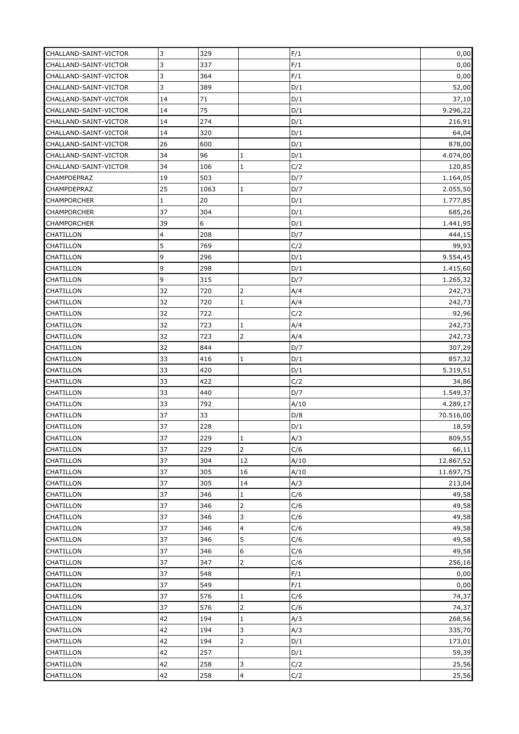| | | | | | |
|---|---|---|---|---|---|
| CHALLAND-SAINT-VICTOR | 3 | 329 | | F/1 | 0,00 |
| CHALLAND-SAINT-VICTOR | 3 | 337 | | F/1 | 0,00 |
| CHALLAND-SAINT-VICTOR | 3 | 364 | | F/1 | 0,00 |
| CHALLAND-SAINT-VICTOR | 3 | 389 | | D/1 | 52,00 |
| CHALLAND-SAINT-VICTOR | 14 | 71 | | D/1 | 37,10 |
| CHALLAND-SAINT-VICTOR | 14 | 75 | | D/1 | 9.296,22 |
| CHALLAND-SAINT-VICTOR | 14 | 274 | | D/1 | 216,91 |
| CHALLAND-SAINT-VICTOR | 14 | 320 | | D/1 | 64,04 |
| CHALLAND-SAINT-VICTOR | 26 | 600 | | D/1 | 878,00 |
| CHALLAND-SAINT-VICTOR | 34 | 96 | 1 | D/1 | 4.074,00 |
| CHALLAND-SAINT-VICTOR | 34 | 106 | 1 | C/2 | 120,85 |
| CHAMPDEPRAZ | 19 | 503 | | D/7 | 1.164,05 |
| CHAMPDEPRAZ | 25 | 1063 | 1 | D/7 | 2.055,50 |
| CHAMPORCHER | 1 | 20 | | D/1 | 1.777,85 |
| CHAMPORCHER | 37 | 304 | | D/1 | 685,26 |
| CHAMPORCHER | 39 | 6 | | D/1 | 1.441,95 |
| CHATILLON | 4 | 208 | | D/7 | 444,15 |
| CHATILLON | 5 | 769 | | C/2 | 99,93 |
| CHATILLON | 9 | 296 | | D/1 | 9.554,45 |
| CHATILLON | 9 | 298 | | D/1 | 1.415,60 |
| CHATILLON | 9 | 315 | | D/7 | 1.265,32 |
| CHATILLON | 32 | 720 | 2 | A/4 | 242,73 |
| CHATILLON | 32 | 720 | 1 | A/4 | 242,73 |
| CHATILLON | 32 | 722 | | C/2 | 92,96 |
| CHATILLON | 32 | 723 | 1 | A/4 | 242,73 |
| CHATILLON | 32 | 723 | 2 | A/4 | 242,73 |
| CHATILLON | 32 | 844 | | D/7 | 307,29 |
| CHATILLON | 33 | 416 | 1 | D/1 | 857,32 |
| CHATILLON | 33 | 420 | | D/1 | 5.319,51 |
| CHATILLON | 33 | 422 | | C/2 | 34,86 |
| CHATILLON | 33 | 440 | | D/7 | 1.549,37 |
| CHATILLON | 33 | 792 | | A/10 | 4.289,17 |
| CHATILLON | 37 | 33 | | D/8 | 70.516,00 |
| CHATILLON | 37 | 228 | | D/1 | 18,59 |
| CHATILLON | 37 | 229 | 1 | A/3 | 809,55 |
| CHATILLON | 37 | 229 | 2 | C/6 | 66,11 |
| CHATILLON | 37 | 304 | 12 | A/10 | 12.867,52 |
| CHATILLON | 37 | 305 | 16 | A/10 | 11.697,75 |
| CHATILLON | 37 | 305 | 14 | A/3 | 213,04 |
| CHATILLON | 37 | 346 | 1 | C/6 | 49,58 |
| CHATILLON | 37 | 346 | 2 | C/6 | 49,58 |
| CHATILLON | 37 | 346 | 3 | C/6 | 49,58 |
| CHATILLON | 37 | 346 | 4 | C/6 | 49,58 |
| CHATILLON | 37 | 346 | 5 | C/6 | 49,58 |
| CHATILLON | 37 | 346 | 6 | C/6 | 49,58 |
| CHATILLON | 37 | 347 | 2 | C/6 | 256,16 |
| CHATILLON | 37 | 548 | | F/1 | 0,00 |
| CHATILLON | 37 | 549 | | F/1 | 0,00 |
| CHATILLON | 37 | 576 | 1 | C/6 | 74,37 |
| CHATILLON | 37 | 576 | 2 | C/6 | 74,37 |
| CHATILLON | 42 | 194 | 1 | A/3 | 268,56 |
| CHATILLON | 42 | 194 | 3 | A/3 | 335,70 |
| CHATILLON | 42 | 194 | 2 | D/1 | 173,01 |
| CHATILLON | 42 | 257 | | D/1 | 59,39 |
| CHATILLON | 42 | 258 | 3 | C/2 | 25,56 |
| CHATILLON | 42 | 258 | 4 | C/2 | 25,56 |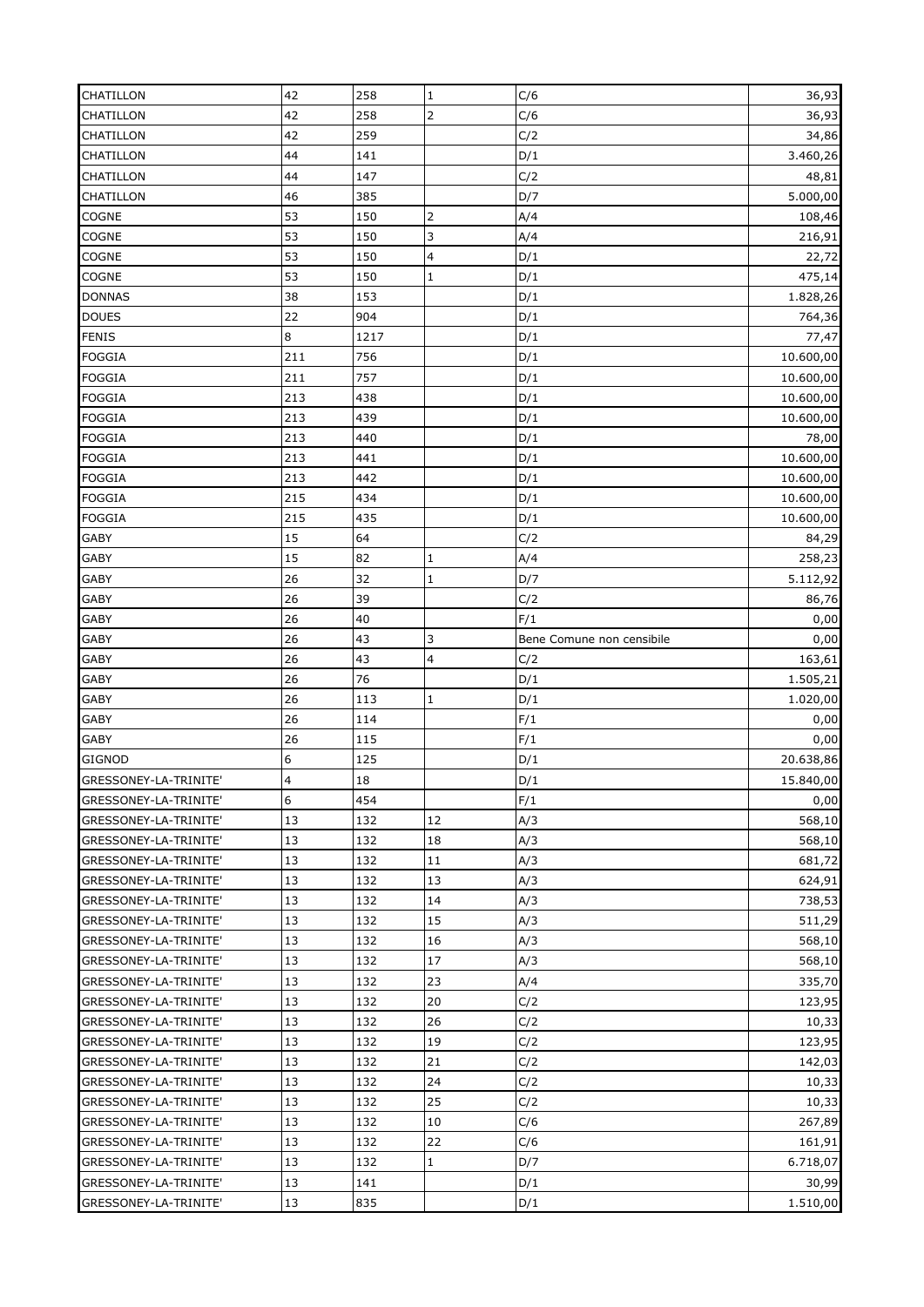| | | | | | |
|---|---|---|---|---|---|
| CHATILLON | 42 | 258 | 1 | C/6 | 36,93 |
| CHATILLON | 42 | 258 | 2 | C/6 | 36,93 |
| CHATILLON | 42 | 259 | | C/2 | 34,86 |
| CHATILLON | 44 | 141 | | D/1 | 3.460,26 |
| CHATILLON | 44 | 147 | | C/2 | 48,81 |
| CHATILLON | 46 | 385 | | D/7 | 5.000,00 |
| COGNE | 53 | 150 | 2 | A/4 | 108,46 |
| COGNE | 53 | 150 | 3 | A/4 | 216,91 |
| COGNE | 53 | 150 | 4 | D/1 | 22,72 |
| COGNE | 53 | 150 | 1 | D/1 | 475,14 |
| DONNAS | 38 | 153 | | D/1 | 1.828,26 |
| DOUES | 22 | 904 | | D/1 | 764,36 |
| FENIS | 8 | 1217 | | D/1 | 77,47 |
| FOGGIA | 211 | 756 | | D/1 | 10.600,00 |
| FOGGIA | 211 | 757 | | D/1 | 10.600,00 |
| FOGGIA | 213 | 438 | | D/1 | 10.600,00 |
| FOGGIA | 213 | 439 | | D/1 | 10.600,00 |
| FOGGIA | 213 | 440 | | D/1 | 78,00 |
| FOGGIA | 213 | 441 | | D/1 | 10.600,00 |
| FOGGIA | 213 | 442 | | D/1 | 10.600,00 |
| FOGGIA | 215 | 434 | | D/1 | 10.600,00 |
| FOGGIA | 215 | 435 | | D/1 | 10.600,00 |
| GABY | 15 | 64 | | C/2 | 84,29 |
| GABY | 15 | 82 | 1 | A/4 | 258,23 |
| GABY | 26 | 32 | 1 | D/7 | 5.112,92 |
| GABY | 26 | 39 | | C/2 | 86,76 |
| GABY | 26 | 40 | | F/1 | 0,00 |
| GABY | 26 | 43 | 3 | Bene Comune non censibile | 0,00 |
| GABY | 26 | 43 | 4 | C/2 | 163,61 |
| GABY | 26 | 76 | | D/1 | 1.505,21 |
| GABY | 26 | 113 | 1 | D/1 | 1.020,00 |
| GABY | 26 | 114 | | F/1 | 0,00 |
| GABY | 26 | 115 | | F/1 | 0,00 |
| GIGNOD | 6 | 125 | | D/1 | 20.638,86 |
| GRESSONEY-LA-TRINITE' | 4 | 18 | | D/1 | 15.840,00 |
| GRESSONEY-LA-TRINITE' | 6 | 454 | | F/1 | 0,00 |
| GRESSONEY-LA-TRINITE' | 13 | 132 | 12 | A/3 | 568,10 |
| GRESSONEY-LA-TRINITE' | 13 | 132 | 18 | A/3 | 568,10 |
| GRESSONEY-LA-TRINITE' | 13 | 132 | 11 | A/3 | 681,72 |
| GRESSONEY-LA-TRINITE' | 13 | 132 | 13 | A/3 | 624,91 |
| GRESSONEY-LA-TRINITE' | 13 | 132 | 14 | A/3 | 738,53 |
| GRESSONEY-LA-TRINITE' | 13 | 132 | 15 | A/3 | 511,29 |
| GRESSONEY-LA-TRINITE' | 13 | 132 | 16 | A/3 | 568,10 |
| GRESSONEY-LA-TRINITE' | 13 | 132 | 17 | A/3 | 568,10 |
| GRESSONEY-LA-TRINITE' | 13 | 132 | 23 | A/4 | 335,70 |
| GRESSONEY-LA-TRINITE' | 13 | 132 | 20 | C/2 | 123,95 |
| GRESSONEY-LA-TRINITE' | 13 | 132 | 26 | C/2 | 10,33 |
| GRESSONEY-LA-TRINITE' | 13 | 132 | 19 | C/2 | 123,95 |
| GRESSONEY-LA-TRINITE' | 13 | 132 | 21 | C/2 | 142,03 |
| GRESSONEY-LA-TRINITE' | 13 | 132 | 24 | C/2 | 10,33 |
| GRESSONEY-LA-TRINITE' | 13 | 132 | 25 | C/2 | 10,33 |
| GRESSONEY-LA-TRINITE' | 13 | 132 | 10 | C/6 | 267,89 |
| GRESSONEY-LA-TRINITE' | 13 | 132 | 22 | C/6 | 161,91 |
| GRESSONEY-LA-TRINITE' | 13 | 132 | 1 | D/7 | 6.718,07 |
| GRESSONEY-LA-TRINITE' | 13 | 141 | | D/1 | 30,99 |
| GRESSONEY-LA-TRINITE' | 13 | 835 | | D/1 | 1.510,00 |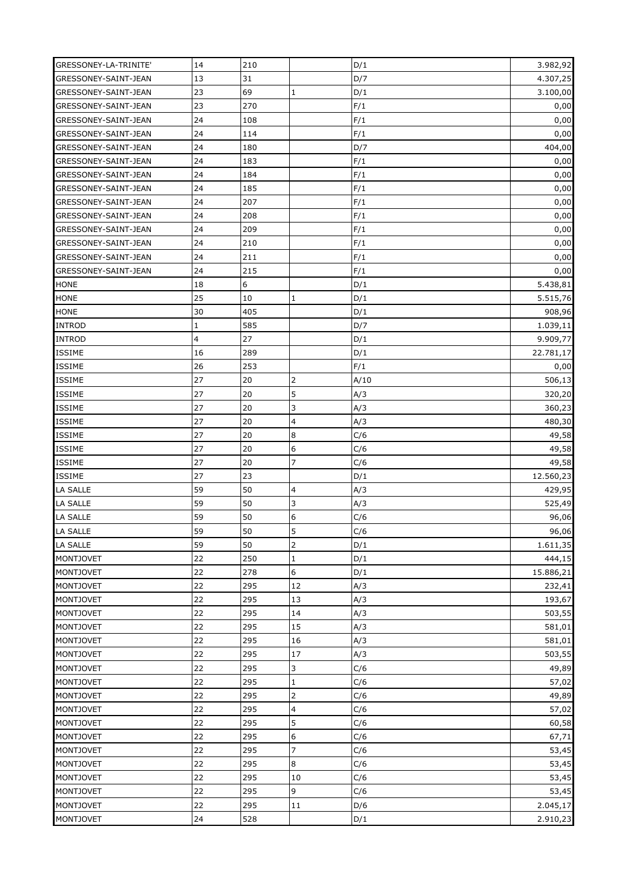| | | | | | |
|---|---|---|---|---|---|
| GRESSONEY-LA-TRINITE' | 14 | 210 | | D/1 | 3.982,92 |
| GRESSONEY-SAINT-JEAN | 13 | 31 | | D/7 | 4.307,25 |
| GRESSONEY-SAINT-JEAN | 23 | 69 | 1 | D/1 | 3.100,00 |
| GRESSONEY-SAINT-JEAN | 23 | 270 | | F/1 | 0,00 |
| GRESSONEY-SAINT-JEAN | 24 | 108 | | F/1 | 0,00 |
| GRESSONEY-SAINT-JEAN | 24 | 114 | | F/1 | 0,00 |
| GRESSONEY-SAINT-JEAN | 24 | 180 | | D/7 | 404,00 |
| GRESSONEY-SAINT-JEAN | 24 | 183 | | F/1 | 0,00 |
| GRESSONEY-SAINT-JEAN | 24 | 184 | | F/1 | 0,00 |
| GRESSONEY-SAINT-JEAN | 24 | 185 | | F/1 | 0,00 |
| GRESSONEY-SAINT-JEAN | 24 | 207 | | F/1 | 0,00 |
| GRESSONEY-SAINT-JEAN | 24 | 208 | | F/1 | 0,00 |
| GRESSONEY-SAINT-JEAN | 24 | 209 | | F/1 | 0,00 |
| GRESSONEY-SAINT-JEAN | 24 | 210 | | F/1 | 0,00 |
| GRESSONEY-SAINT-JEAN | 24 | 211 | | F/1 | 0,00 |
| GRESSONEY-SAINT-JEAN | 24 | 215 | | F/1 | 0,00 |
| HONE | 18 | 6 | | D/1 | 5.438,81 |
| HONE | 25 | 10 | 1 | D/1 | 5.515,76 |
| HONE | 30 | 405 | | D/1 | 908,96 |
| INTROD | 1 | 585 | | D/7 | 1.039,11 |
| INTROD | 4 | 27 | | D/1 | 9.909,77 |
| ISSIME | 16 | 289 | | D/1 | 22.781,17 |
| ISSIME | 26 | 253 | | F/1 | 0,00 |
| ISSIME | 27 | 20 | 2 | A/10 | 506,13 |
| ISSIME | 27 | 20 | 5 | A/3 | 320,20 |
| ISSIME | 27 | 20 | 3 | A/3 | 360,23 |
| ISSIME | 27 | 20 | 4 | A/3 | 480,30 |
| ISSIME | 27 | 20 | 8 | C/6 | 49,58 |
| ISSIME | 27 | 20 | 6 | C/6 | 49,58 |
| ISSIME | 27 | 20 | 7 | C/6 | 49,58 |
| ISSIME | 27 | 23 | | D/1 | 12.560,23 |
| LA SALLE | 59 | 50 | 4 | A/3 | 429,95 |
| LA SALLE | 59 | 50 | 3 | A/3 | 525,49 |
| LA SALLE | 59 | 50 | 6 | C/6 | 96,06 |
| LA SALLE | 59 | 50 | 5 | C/6 | 96,06 |
| LA SALLE | 59 | 50 | 2 | D/1 | 1.611,35 |
| MONTJOVET | 22 | 250 | 1 | D/1 | 444,15 |
| MONTJOVET | 22 | 278 | 6 | D/1 | 15.886,21 |
| MONTJOVET | 22 | 295 | 12 | A/3 | 232,41 |
| MONTJOVET | 22 | 295 | 13 | A/3 | 193,67 |
| MONTJOVET | 22 | 295 | 14 | A/3 | 503,55 |
| MONTJOVET | 22 | 295 | 15 | A/3 | 581,01 |
| MONTJOVET | 22 | 295 | 16 | A/3 | 581,01 |
| MONTJOVET | 22 | 295 | 17 | A/3 | 503,55 |
| MONTJOVET | 22 | 295 | 3 | C/6 | 49,89 |
| MONTJOVET | 22 | 295 | 1 | C/6 | 57,02 |
| MONTJOVET | 22 | 295 | 2 | C/6 | 49,89 |
| MONTJOVET | 22 | 295 | 4 | C/6 | 57,02 |
| MONTJOVET | 22 | 295 | 5 | C/6 | 60,58 |
| MONTJOVET | 22 | 295 | 6 | C/6 | 67,71 |
| MONTJOVET | 22 | 295 | 7 | C/6 | 53,45 |
| MONTJOVET | 22 | 295 | 8 | C/6 | 53,45 |
| MONTJOVET | 22 | 295 | 10 | C/6 | 53,45 |
| MONTJOVET | 22 | 295 | 9 | C/6 | 53,45 |
| MONTJOVET | 22 | 295 | 11 | D/6 | 2.045,17 |
| MONTJOVET | 24 | 528 | | D/1 | 2.910,23 |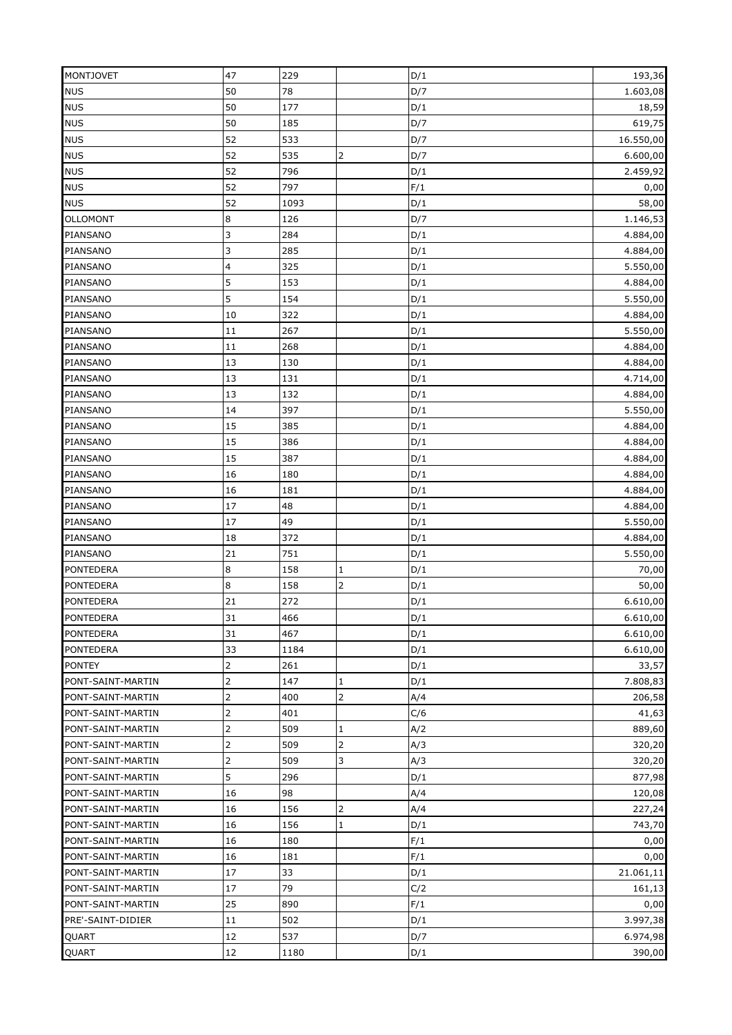| MONTJOVET | 47 | 229 | | D/1 | 193,36 |
|---|---|---|---|---|---|
| NUS | 50 | 78 | | D/7 | 1.603,08 |
| NUS | 50 | 177 | | D/1 | 18,59 |
| NUS | 50 | 185 | | D/7 | 619,75 |
| NUS | 52 | 533 | | D/7 | 16.550,00 |
| NUS | 52 | 535 | 2 | D/7 | 6.600,00 |
| NUS | 52 | 796 | | D/1 | 2.459,92 |
| NUS | 52 | 797 | | F/1 | 0,00 |
| NUS | 52 | 1093 | | D/1 | 58,00 |
| OLLOMONT | 8 | 126 | | D/7 | 1.146,53 |
| PIANSANO | 3 | 284 | | D/1 | 4.884,00 |
| PIANSANO | 3 | 285 | | D/1 | 4.884,00 |
| PIANSANO | 4 | 325 | | D/1 | 5.550,00 |
| PIANSANO | 5 | 153 | | D/1 | 4.884,00 |
| PIANSANO | 5 | 154 | | D/1 | 5.550,00 |
| PIANSANO | 10 | 322 | | D/1 | 4.884,00 |
| PIANSANO | 11 | 267 | | D/1 | 5.550,00 |
| PIANSANO | 11 | 268 | | D/1 | 4.884,00 |
| PIANSANO | 13 | 130 | | D/1 | 4.884,00 |
| PIANSANO | 13 | 131 | | D/1 | 4.714,00 |
| PIANSANO | 13 | 132 | | D/1 | 4.884,00 |
| PIANSANO | 14 | 397 | | D/1 | 5.550,00 |
| PIANSANO | 15 | 385 | | D/1 | 4.884,00 |
| PIANSANO | 15 | 386 | | D/1 | 4.884,00 |
| PIANSANO | 15 | 387 | | D/1 | 4.884,00 |
| PIANSANO | 16 | 180 | | D/1 | 4.884,00 |
| PIANSANO | 16 | 181 | | D/1 | 4.884,00 |
| PIANSANO | 17 | 48 | | D/1 | 4.884,00 |
| PIANSANO | 17 | 49 | | D/1 | 5.550,00 |
| PIANSANO | 18 | 372 | | D/1 | 4.884,00 |
| PIANSANO | 21 | 751 | | D/1 | 5.550,00 |
| PONTEDERA | 8 | 158 | 1 | D/1 | 70,00 |
| PONTEDERA | 8 | 158 | 2 | D/1 | 50,00 |
| PONTEDERA | 21 | 272 | | D/1 | 6.610,00 |
| PONTEDERA | 31 | 466 | | D/1 | 6.610,00 |
| PONTEDERA | 31 | 467 | | D/1 | 6.610,00 |
| PONTEDERA | 33 | 1184 | | D/1 | 6.610,00 |
| PONTEY | 2 | 261 | | D/1 | 33,57 |
| PONT-SAINT-MARTIN | 2 | 147 | 1 | D/1 | 7.808,83 |
| PONT-SAINT-MARTIN | 2 | 400 | 2 | A/4 | 206,58 |
| PONT-SAINT-MARTIN | 2 | 401 | | C/6 | 41,63 |
| PONT-SAINT-MARTIN | 2 | 509 | 1 | A/2 | 889,60 |
| PONT-SAINT-MARTIN | 2 | 509 | 2 | A/3 | 320,20 |
| PONT-SAINT-MARTIN | 2 | 509 | 3 | A/3 | 320,20 |
| PONT-SAINT-MARTIN | 5 | 296 | | D/1 | 877,98 |
| PONT-SAINT-MARTIN | 16 | 98 | | A/4 | 120,08 |
| PONT-SAINT-MARTIN | 16 | 156 | 2 | A/4 | 227,24 |
| PONT-SAINT-MARTIN | 16 | 156 | 1 | D/1 | 743,70 |
| PONT-SAINT-MARTIN | 16 | 180 | | F/1 | 0,00 |
| PONT-SAINT-MARTIN | 16 | 181 | | F/1 | 0,00 |
| PONT-SAINT-MARTIN | 17 | 33 | | D/1 | 21.061,11 |
| PONT-SAINT-MARTIN | 17 | 79 | | C/2 | 161,13 |
| PONT-SAINT-MARTIN | 25 | 890 | | F/1 | 0,00 |
| PRE'-SAINT-DIDIER | 11 | 502 | | D/1 | 3.997,38 |
| QUART | 12 | 537 | | D/7 | 6.974,98 |
| QUART | 12 | 1180 | | D/1 | 390,00 |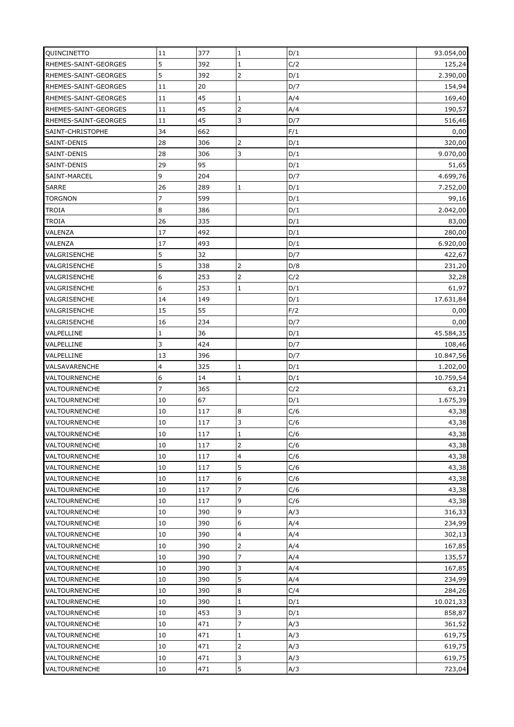| QUINCINETTO | 11 | 377 | 1 | D/1 | 93.054,00 |
|---|---|---|---|---|---|
| RHEMES-SAINT-GEORGES | 5 | 392 | 1 | C/2 | 125,24 |
| RHEMES-SAINT-GEORGES | 5 | 392 | 2 | D/1 | 2.390,00 |
| RHEMES-SAINT-GEORGES | 11 | 20 | | D/7 | 154,94 |
| RHEMES-SAINT-GEORGES | 11 | 45 | 1 | A/4 | 169,40 |
| RHEMES-SAINT-GEORGES | 11 | 45 | 2 | A/4 | 190,57 |
| RHEMES-SAINT-GEORGES | 11 | 45 | 3 | D/7 | 516,46 |
| SAINT-CHRISTOPHE | 34 | 662 | | F/1 | 0,00 |
| SAINT-DENIS | 28 | 306 | 2 | D/1 | 320,00 |
| SAINT-DENIS | 28 | 306 | 3 | D/1 | 9.070,00 |
| SAINT-DENIS | 29 | 95 | | D/1 | 51,65 |
| SAINT-MARCEL | 9 | 204 | | D/7 | 4.699,76 |
| SARRE | 26 | 289 | 1 | D/1 | 7.252,00 |
| TORGNON | 7 | 599 | | D/1 | 99,16 |
| TROIA | 8 | 386 | | D/1 | 2.042,00 |
| TROIA | 26 | 335 | | D/1 | 83,00 |
| VALENZA | 17 | 492 | | D/1 | 280,00 |
| VALENZA | 17 | 493 | | D/1 | 6.920,00 |
| VALGRISENCHE | 5 | 32 | | D/7 | 422,67 |
| VALGRISENCHE | 5 | 338 | 2 | D/8 | 231,20 |
| VALGRISENCHE | 6 | 253 | 2 | C/2 | 32,28 |
| VALGRISENCHE | 6 | 253 | 1 | D/1 | 61,97 |
| VALGRISENCHE | 14 | 149 | | D/1 | 17.631,84 |
| VALGRISENCHE | 15 | 55 | | F/2 | 0,00 |
| VALGRISENCHE | 16 | 234 | | D/7 | 0,00 |
| VALPELLINE | 1 | 36 | | D/1 | 45.584,35 |
| VALPELLINE | 3 | 424 | | D/7 | 108,46 |
| VALPELLINE | 13 | 396 | | D/7 | 10.847,56 |
| VALSAVARENCHE | 4 | 325 | 1 | D/1 | 1.202,00 |
| VALTOURNENCHE | 6 | 14 | 1 | D/1 | 10.759,54 |
| VALTOURNENCHE | 7 | 365 | | C/2 | 63,21 |
| VALTOURNENCHE | 10 | 67 | | D/1 | 1.675,39 |
| VALTOURNENCHE | 10 | 117 | 8 | C/6 | 43,38 |
| VALTOURNENCHE | 10 | 117 | 3 | C/6 | 43,38 |
| VALTOURNENCHE | 10 | 117 | 1 | C/6 | 43,38 |
| VALTOURNENCHE | 10 | 117 | 2 | C/6 | 43,38 |
| VALTOURNENCHE | 10 | 117 | 4 | C/6 | 43,38 |
| VALTOURNENCHE | 10 | 117 | 5 | C/6 | 43,38 |
| VALTOURNENCHE | 10 | 117 | 6 | C/6 | 43,38 |
| VALTOURNENCHE | 10 | 117 | 7 | C/6 | 43,38 |
| VALTOURNENCHE | 10 | 117 | 9 | C/6 | 43,38 |
| VALTOURNENCHE | 10 | 390 | 9 | A/3 | 316,33 |
| VALTOURNENCHE | 10 | 390 | 6 | A/4 | 234,99 |
| VALTOURNENCHE | 10 | 390 | 4 | A/4 | 302,13 |
| VALTOURNENCHE | 10 | 390 | 2 | A/4 | 167,85 |
| VALTOURNENCHE | 10 | 390 | 7 | A/4 | 135,57 |
| VALTOURNENCHE | 10 | 390 | 3 | A/4 | 167,85 |
| VALTOURNENCHE | 10 | 390 | 5 | A/4 | 234,99 |
| VALTOURNENCHE | 10 | 390 | 8 | C/4 | 284,26 |
| VALTOURNENCHE | 10 | 390 | 1 | D/1 | 10.021,33 |
| VALTOURNENCHE | 10 | 453 | 3 | D/1 | 858,87 |
| VALTOURNENCHE | 10 | 471 | 7 | A/3 | 361,52 |
| VALTOURNENCHE | 10 | 471 | 1 | A/3 | 619,75 |
| VALTOURNENCHE | 10 | 471 | 2 | A/3 | 619,75 |
| VALTOURNENCHE | 10 | 471 | 3 | A/3 | 619,75 |
| VALTOURNENCHE | 10 | 471 | 5 | A/3 | 723,04 |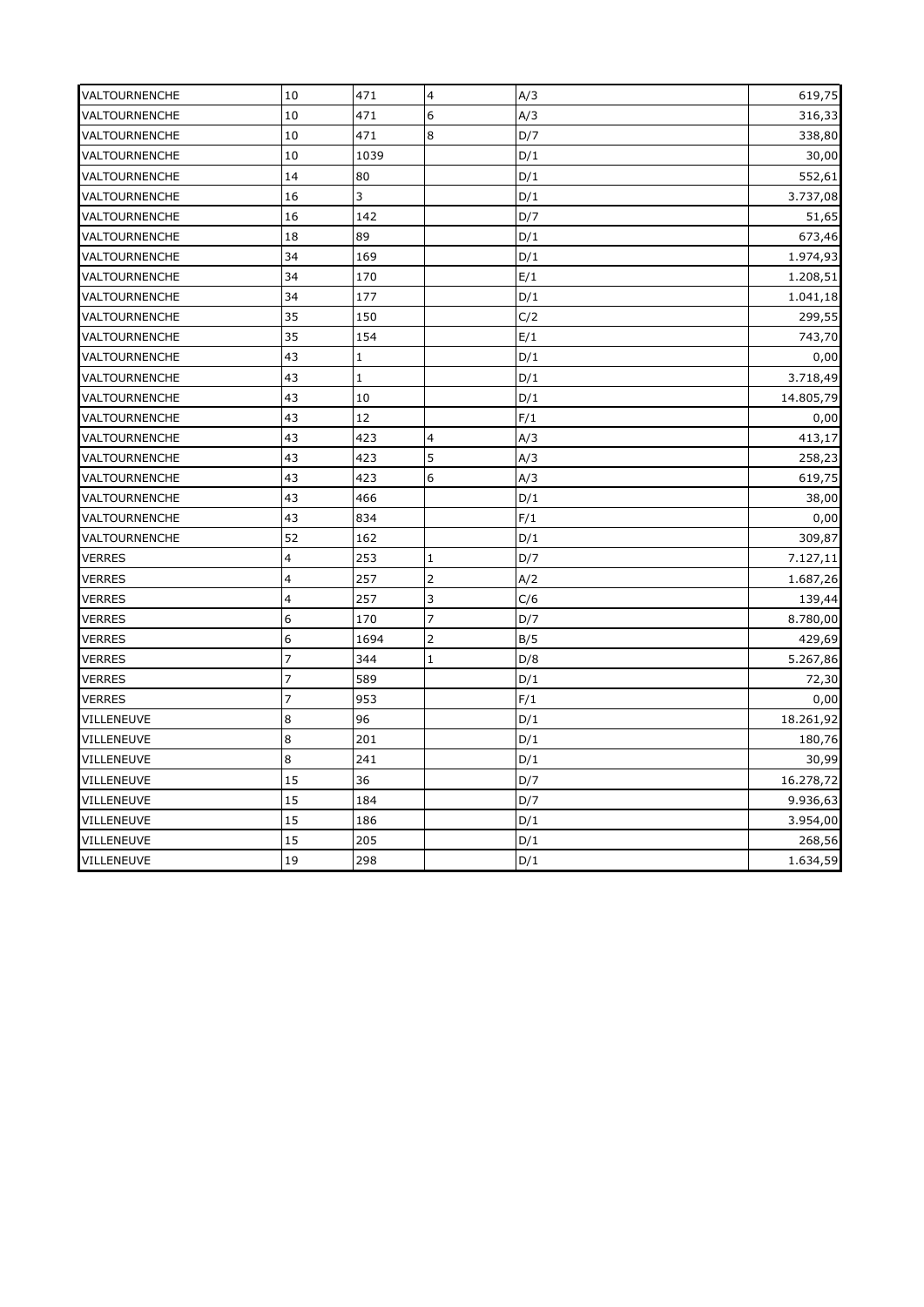| | | | | | |
|---|---|---|---|---|---|
| VALTOURNENCHE | 10 | 471 | 4 | A/3 | 619,75 |
| VALTOURNENCHE | 10 | 471 | 6 | A/3 | 316,33 |
| VALTOURNENCHE | 10 | 471 | 8 | D/7 | 338,80 |
| VALTOURNENCHE | 10 | 1039 | | D/1 | 30,00 |
| VALTOURNENCHE | 14 | 80 | | D/1 | 552,61 |
| VALTOURNENCHE | 16 | 3 | | D/1 | 3.737,08 |
| VALTOURNENCHE | 16 | 142 | | D/7 | 51,65 |
| VALTOURNENCHE | 18 | 89 | | D/1 | 673,46 |
| VALTOURNENCHE | 34 | 169 | | D/1 | 1.974,93 |
| VALTOURNENCHE | 34 | 170 | | E/1 | 1.208,51 |
| VALTOURNENCHE | 34 | 177 | | D/1 | 1.041,18 |
| VALTOURNENCHE | 35 | 150 | | C/2 | 299,55 |
| VALTOURNENCHE | 35 | 154 | | E/1 | 743,70 |
| VALTOURNENCHE | 43 | 1 | | D/1 | 0,00 |
| VALTOURNENCHE | 43 | 1 | | D/1 | 3.718,49 |
| VALTOURNENCHE | 43 | 10 | | D/1 | 14.805,79 |
| VALTOURNENCHE | 43 | 12 | | F/1 | 0,00 |
| VALTOURNENCHE | 43 | 423 | 4 | A/3 | 413,17 |
| VALTOURNENCHE | 43 | 423 | 5 | A/3 | 258,23 |
| VALTOURNENCHE | 43 | 423 | 6 | A/3 | 619,75 |
| VALTOURNENCHE | 43 | 466 | | D/1 | 38,00 |
| VALTOURNENCHE | 43 | 834 | | F/1 | 0,00 |
| VALTOURNENCHE | 52 | 162 | | D/1 | 309,87 |
| VERRES | 4 | 253 | 1 | D/7 | 7.127,11 |
| VERRES | 4 | 257 | 2 | A/2 | 1.687,26 |
| VERRES | 4 | 257 | 3 | C/6 | 139,44 |
| VERRES | 6 | 170 | 7 | D/7 | 8.780,00 |
| VERRES | 6 | 1694 | 2 | B/5 | 429,69 |
| VERRES | 7 | 344 | 1 | D/8 | 5.267,86 |
| VERRES | 7 | 589 | | D/1 | 72,30 |
| VERRES | 7 | 953 | | F/1 | 0,00 |
| VILLENEUVE | 8 | 96 | | D/1 | 18.261,92 |
| VILLENEUVE | 8 | 201 | | D/1 | 180,76 |
| VILLENEUVE | 8 | 241 | | D/1 | 30,99 |
| VILLENEUVE | 15 | 36 | | D/7 | 16.278,72 |
| VILLENEUVE | 15 | 184 | | D/7 | 9.936,63 |
| VILLENEUVE | 15 | 186 | | D/1 | 3.954,00 |
| VILLENEUVE | 15 | 205 | | D/1 | 268,56 |
| VILLENEUVE | 19 | 298 | | D/1 | 1.634,59 |